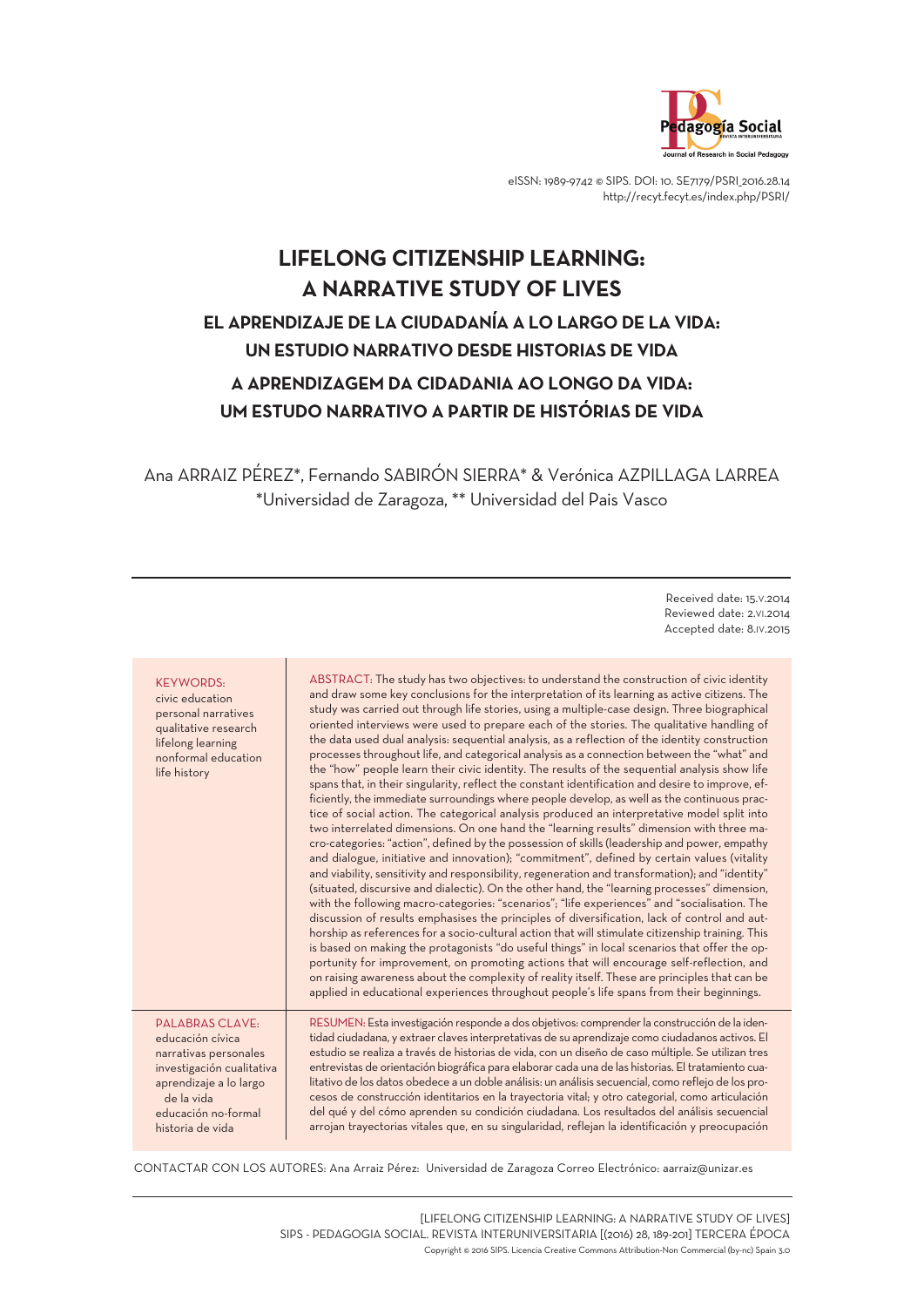eISSN: 1989-9742 © SIPS. DOI: 10. SE7179/PSRI_2016.28.14
http://recyt.fecyt.es/index.php/PSRI/

# LIFELONG CITIZENSHIP LEARNING: A NARRATIVE STUDY OF LIVES

## EL APRENDIZAJE DE LA CIUDADANÍA A LO LARGO DE LA VIDA: UN ESTUDIO NARRATIVO DESDE HISTORIAS DE VIDA

## A APRENDIZAGEM DA CIDADANIA AO LONGO DA VIDA: UM ESTUDO NARRATIVO A PARTIR DE HISTÓRIAS DE VIDA

Ana ARRAIZ PÉREZ*, Fernando SABIRÓN SIERRA* & Verónica AZPILLAGA LARREA
*Universidad de Zaragoza, ** Universidad del Pais Vasco

Received date: 15.V.2014
Reviewed date: 2.VI.2014
Accepted date: 8.IV.2015

**KEYWORDS:**
civic education
personal narratives
qualitative research
lifelong learning
nonformal education
life history

**ABSTRACT:** The study has two objectives: to understand the construction of civic identity and draw some key conclusions for the interpretation of its learning as active citizens. The study was carried out through life stories, using a multiple-case design. Three biographical oriented interviews were used to prepare each of the stories. The qualitative handling of the data used dual analysis: sequential analysis, as a reflection of the identity construction processes throughout life, and categorical analysis as a connection between the "what" and the "how" people learn their civic identity. The results of the sequential analysis show life spans that, in their singularity, reflect the constant identification and desire to improve, efficiently, the immediate surroundings where people develop, as well as the continuous practice of social action. The categorical analysis produced an interpretative model split into two interrelated dimensions. On one hand the "learning results" dimension with three macro-categories: "action", defined by the possession of skills (leadership and power, empathy and dialogue, initiative and innovation); "commitment", defined by certain values (vitality and viability, sensitivity and responsibility, regeneration and transformation); and "identity" (situated, discursive and dialectic). On the other hand, the "learning processes" dimension, with the following macro-categories: "scenarios"; "life experiences" and "socialisation. The discussion of results emphasises the principles of diversification, lack of control and authorship as references for a socio-cultural action that will stimulate citizenship training. This is based on making the protagonists "do useful things" in local scenarios that offer the opportunity for improvement, on promoting actions that will encourage self-reflection, and on raising awareness about the complexity of reality itself. These are principles that can be applied in educational experiences throughout people's life spans from their beginnings.

**PALABRAS CLAVE:**
educación cívica
narrativas personales
investigación cualitativa
aprendizaje a lo largo de la vida
educación no-formal
historia de vida

**RESUMEN:** Esta investigación responde a dos objetivos: comprender la construcción de la identidad ciudadana, y extraer claves interpretativas de su aprendizaje como ciudadanos activos. El estudio se realiza a través de historias de vida, con un diseño de caso múltiple. Se utilizan tres entrevistas de orientación biográfica para elaborar cada una de las historias. El tratamiento cualitativo de los datos obedece a un doble análisis: un análisis secuencial, como reflejo de los procesos de construcción identitarios en la trayectoria vital; y otro categorial, como articulación del qué y del cómo aprenden su condición ciudadana. Los resultados del análisis secuencial arrojan trayectorias vitales que, en su singularidad, reflejan la identificación y preocupación

CONTACTAR CON LOS AUTORES: Ana Arraiz Pérez: Universidad de Zaragoza Correo Electrónico: aarraiz@unizar.es

Copyright © 2016 SIPS. Licencia Creative Commons Attribution-Non Commercial (by-nc) Spain 3.0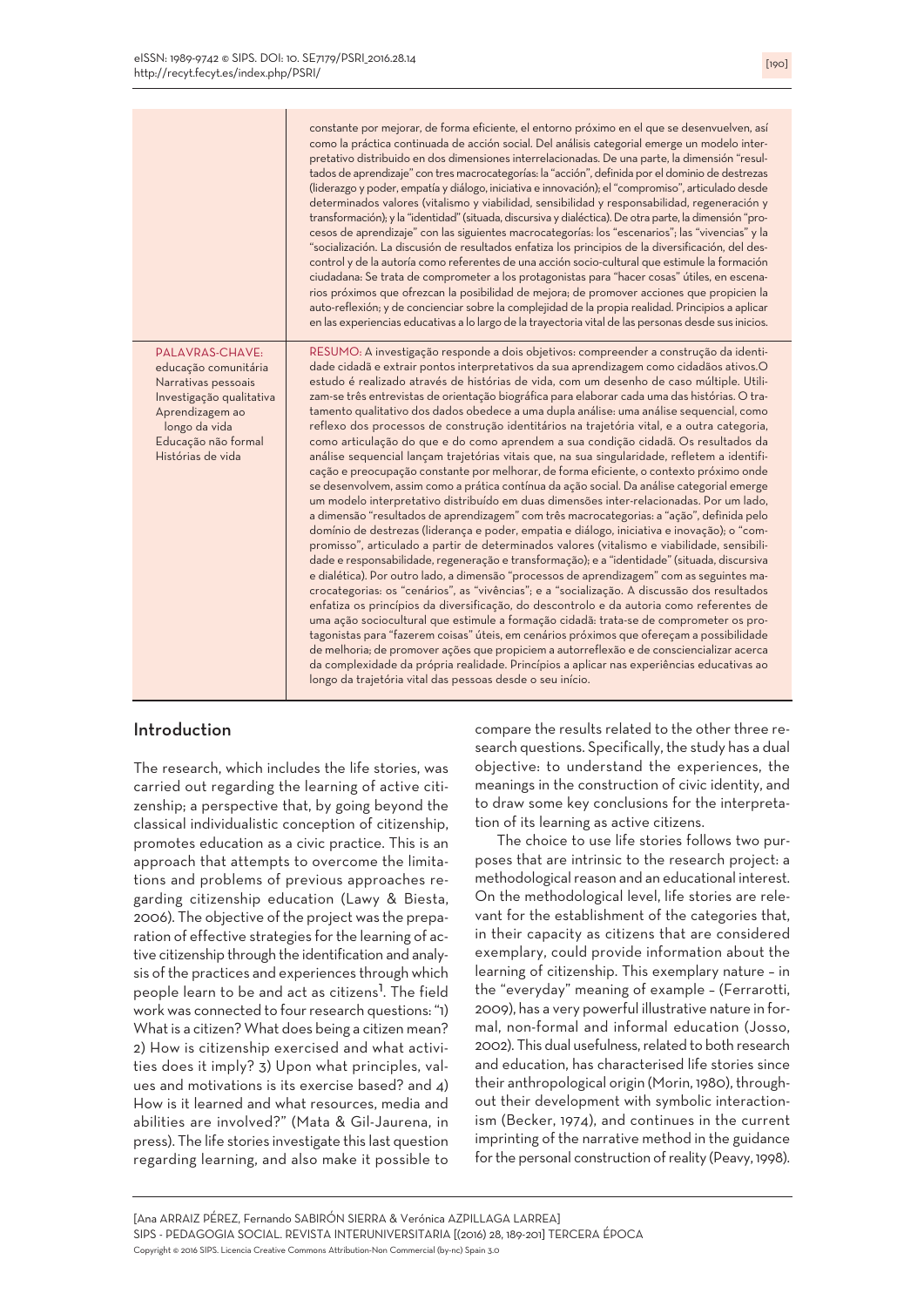constante por mejorar, de forma eficiente, el entorno próximo en el que se desenvuelven, así como la práctica continuada de acción social. Del análisis categorial emerge un modelo interpretativo distribuido en dos dimensiones interrelacionadas. De una parte, la dimensión "resultados de aprendizaje" con tres macrocategorías: la "acción", definida por el dominio de destrezas (liderazgo y poder, empatía y diálogo, iniciativa e innovación); el "compromiso", articulado desde determinados valores (vitalismo y viabilidad, sensibilidad y responsabilidad, regeneración y transformación); y la "identidad" (situada, discursiva y dialéctica). De otra parte, la dimensión "procesos de aprendizaje" con las siguientes macrocategorías: los "escenarios"; las "vivencias" y la "socialización. La discusión de resultados enfatiza los principios de la diversificación, del descontrol y de la autoría como referentes de una acción socio-cultural que estimule la formación ciudadana: Se trata de comprometer a los protagonistas para "hacer cosas" útiles, en escenarios próximos que ofrezcan la posibilidad de mejora; de promover acciones que propicien la auto-reflexión; y de concienciar sobre la complejidad de la propia realidad. Principios a aplicar en las experiencias educativas a lo largo de la trayectoria vital de las personas desde sus inicios.

**PALAVRAS-CHAVE:**
educação comunitária
Narrativas pessoais
Investigação qualitativa
Aprendizagem ao longo da vida
Educação não formal
Histórias de vida

**RESUMO:** A investigação responde a dois objetivos: compreender a construção da identidade cidadã e extrair pontos interpretativos da sua aprendizagem como cidadãos ativos.O estudo é realizado através de histórias de vida, com um desenho de caso múltiple. Utilizam-se três entrevistas de orientação biográfica para elaborar cada uma das histórias. O tratamento qualitativo dos dados obedece a uma dupla análise: uma análise sequencial, como reflexo dos processos de construção identitários na trajetória vital, e a outra categoria, como articulação do que e do como aprendem a sua condição cidadã. Os resultados da análise sequencial lançam trajetórias vitais que, na sua singularidade, refletem a identificação e preocupação constante por melhorar, de forma eficiente, o contexto próximo onde se desenvolvem, assim como a prática contínua da ação social. Da análise categorial emerge um modelo interpretativo distribuído em duas dimensões inter-relacionadas. Por um lado, a dimensão "resultados de aprendizagem" com três macrocategorias: a "ação", definida pelo domínio de destrezas (liderança e poder, empatia e diálogo, iniciativa e inovação); o "compromisso", articulado a partir de determinados valores (vitalismo e viabilidade, sensibilidade e responsabilidade, regeneração e transformação); e a "identidade" (situada, discursiva e dialética). Por outro lado, a dimensão "processos de aprendizagem" com as seguintes macrocategorias: os "cenários", as "vivências"; e a "socialização. A discussão dos resultados enfatiza os princípios da diversificação, do descontrolo e da autoria como referentes de uma ação sociocultural que estimule a formação cidadã: trata-se de comprometer os protagonistas para "fazerem coisas" úteis, em cenários próximos que ofereçam a possibilidade de melhoria; de promover ações que propiciem a autorreflexão e de consciencializar acerca da complexidade da própria realidade. Princípios a aplicar nas experiências educativas ao longo da trajetória vital das pessoas desde o seu início.

## Introduction

The research, which includes the life stories, was carried out regarding the learning of active citizenship; a perspective that, by going beyond the classical individualistic conception of citizenship, promotes education as a civic practice. This is an approach that attempts to overcome the limitations and problems of previous approaches regarding citizenship education (Lawy & Biesta, 2006). The objective of the project was the preparation of effective strategies for the learning of active citizenship through the identification and analysis of the practices and experiences through which people learn to be and act as citizens[1]. The field work was connected to four research questions: "1) What is a citizen? What does being a citizen mean? 2) How is citizenship exercised and what activities does it imply? 3) Upon what principles, values and motivations is its exercise based? and 4) How is it learned and what resources, media and abilities are involved?" (Mata & Gil-Jaurena, in press). The life stories investigate this last question regarding learning, and also make it possible to compare the results related to the other three research questions. Specifically, the study has a dual objective: to understand the experiences, the meanings in the construction of civic identity, and to draw some key conclusions for the interpretation of its learning as active citizens.

The choice to use life stories follows two purposes that are intrinsic to the research project: a methodological reason and an educational interest. On the methodological level, life stories are relevant for the establishment of the categories that, in their capacity as citizens that are considered exemplary, could provide information about the learning of citizenship. This exemplary nature – in the "everyday" meaning of example – (Ferrarotti, 2009), has a very powerful illustrative nature in formal, non-formal and informal education (Josso, 2002). This dual usefulness, related to both research and education, has characterised life stories since their anthropological origin (Morin, 1980), throughout their development with symbolic interactionism (Becker, 1974), and continues in the current imprinting of the narrative method in the guidance for the personal construction of reality (Peavy, 1998).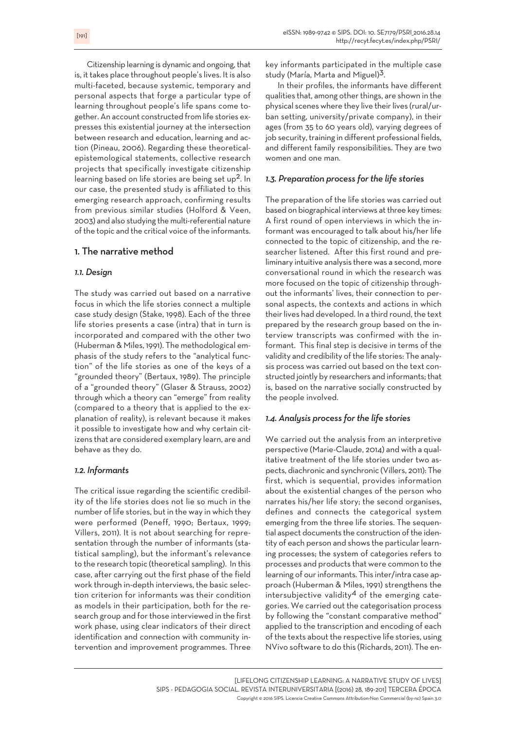Citizenship learning is dynamic and ongoing, that is, it takes place throughout people's lives. It is also multi-faceted, because systemic, temporary and personal aspects that forge a particular type of learning throughout people's life spans come together. An account constructed from life stories expresses this existential journey at the intersection between research and education, learning and action (Pineau, 2006). Regarding these theoretical-epistemological statements, collective research projects that specifically investigate citizenship learning based on life stories are being set up[2]. In our case, the presented study is affiliated to this emerging research approach, confirming results from previous similar studies (Holford & Veen, 2003) and also studying the multi-referential nature of the topic and the critical voice of the informants.

## 1. The narrative method

### *1.1. Design*

The study was carried out based on a narrative focus in which the life stories connect a multiple case study design (Stake, 1998). Each of the three life stories presents a case (intra) that in turn is incorporated and compared with the other two (Huberman & Miles, 1991). The methodological emphasis of the study refers to the "analytical function" of the life stories as one of the keys of a "grounded theory" (Bertaux, 1989). The principle of a "grounded theory" (Glaser & Strauss, 2002) through which a theory can "emerge" from reality (compared to a theory that is applied to the explanation of reality), is relevant because it makes it possible to investigate how and why certain citizens that are considered exemplary learn, are and behave as they do.

### *1.2. Informants*

The critical issue regarding the scientific credibility of the life stories does not lie so much in the number of life stories, but in the way in which they were performed (Peneff, 1990; Bertaux, 1999; Villers, 2011). It is not about searching for representation through the number of informants (statistical sampling), but the informant's relevance to the research topic (theoretical sampling). In this case, after carrying out the first phase of the field work through in-depth interviews, the basic selection criterion for informants was their condition as models in their participation, both for the research group and for those interviewed in the first work phase, using clear indicators of their direct identification and connection with community intervention and improvement programmes. Three key informants participated in the multiple case study (María, Marta and Miguel)[3].

In their profiles, the informants have different qualities that, among other things, are shown in the physical scenes where they live their lives (rural/urban setting, university/private company), in their ages (from 35 to 60 years old), varying degrees of job security, training in different professional fields, and different family responsibilities. They are two women and one man.

### *1.3. Preparation process for the life stories*

The preparation of the life stories was carried out based on biographical interviews at three key times: A first round of open interviews in which the informant was encouraged to talk about his/her life connected to the topic of citizenship, and the researcher listened. After this first round and preliminary intuitive analysis there was a second, more conversational round in which the research was more focused on the topic of citizenship throughout the informants' lives, their connection to personal aspects, the contexts and actions in which their lives had developed. In a third round, the text prepared by the research group based on the interview transcripts was confirmed with the informant. This final step is decisive in terms of the validity and credibility of the life stories: The analysis process was carried out based on the text constructed jointly by researchers and informants; that is, based on the narrative socially constructed by the people involved.

### *1.4. Analysis process for the life stories*

We carried out the analysis from an interpretive perspective (Marie-Claude, 2014) and with a qualitative treatment of the life stories under two aspects, diachronic and synchronic (Villers, 2011): The first, which is sequential, provides information about the existential changes of the person who narrates his/her life story; the second organises, defines and connects the categorical system emerging from the three life stories. The sequential aspect documents the construction of the identity of each person and shows the particular learning processes; the system of categories refers to processes and products that were common to the learning of our informants. This inter/intra case approach (Huberman & Miles, 1991) strengthens the intersubjective validity[4] of the emerging categories. We carried out the categorisation process by following the "constant comparative method" applied to the transcription and encoding of each of the texts about the respective life stories, using NVivo software to do this (Richards, 2011). The en-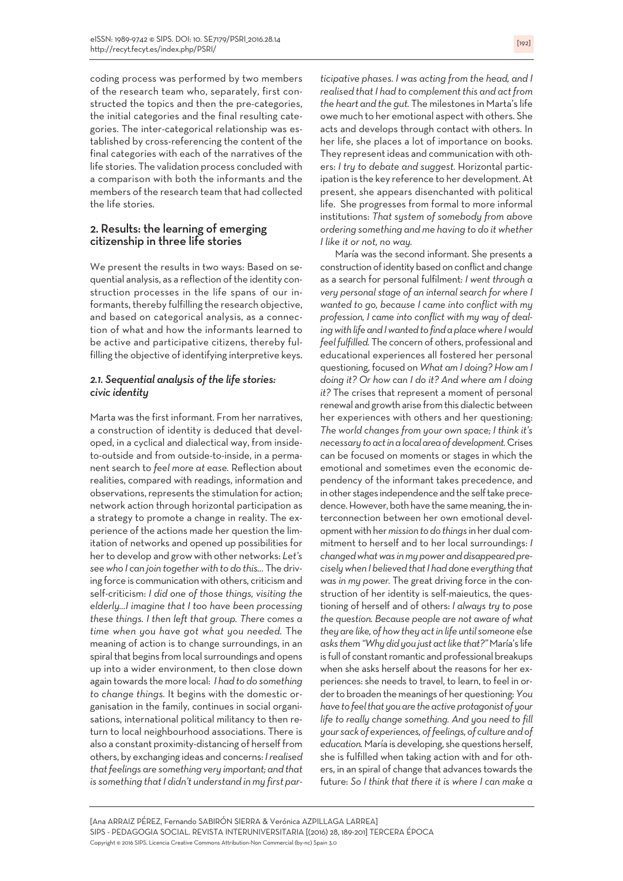coding process was performed by two members of the research team who, separately, first constructed the topics and then the pre-categories, the initial categories and the final resulting categories. The inter-categorical relationship was established by cross-referencing the content of the final categories with each of the narratives of the life stories. The validation process concluded with a comparison with both the informants and the members of the research team that had collected the life stories.

## 2. Results: the learning of emerging citizenship in three life stories

We present the results in two ways: Based on sequential analysis, as a reflection of the identity construction processes in the life spans of our informants, thereby fulfilling the research objective, and based on categorical analysis, as a connection of what and how the informants learned to be active and participative citizens, thereby fulfilling the objective of identifying interpretive keys.

### *2.1. Sequential analysis of the life stories: civic identity*

Marta was the first informant. From her narratives, a construction of identity is deduced that developed, in a cyclical and dialectical way, from inside-to-outside and from outside-to-inside, in a permanent search to *feel more at ease.* Reflection about realities, compared with readings, information and observations, represents the stimulation for action; network action through horizontal participation as a strategy to promote a change in reality. The experience of the actions made her question the limitation of networks and opened up possibilities for her to develop and grow with other networks: *Let's see who I can join together with to do this...* The driving force is communication with others, criticism and self-criticism: *I did one of those things, visiting the elderly...I imagine that I too have been processing these things. I then left that group. There comes a time when you have got what you needed.* The meaning of action is to change surroundings, in an spiral that begins from local surroundings and opens up into a wider environment, to then close down again towards the more local: *I had to do something to change things.* It begins with the domestic organisation in the family, continues in social organisations, international political militancy to then return to local neighbourhood associations. There is also a constant proximity-distancing of herself from others, by exchanging ideas and concerns: *I realised that feelings are something very important; and that is something that I didn't understand in my first participative phases. I was acting from the head, and I realised that I had to complement this and act from the heart and the gut.* The milestones in Marta's life owe much to her emotional aspect with others. She acts and develops through contact with others. In her life, she places a lot of importance on books. They represent ideas and communication with others: *I try to debate and suggest.* Horizontal participation is the key reference to her development. At present, she appears disenchanted with political life. She progresses from formal to more informal institutions: *That system of somebody from above ordering something and me having to do it whether I like it or not, no way.*

María was the second informant. She presents a construction of identity based on conflict and change as a search for personal fulfilment: *I went through a very personal stage of an internal search for where I wanted to go, because I came into conflict with my profession, I came into conflict with my way of dealing with life and I wanted to find a place where I would feel fulfilled.* The concern of others, professional and educational experiences all fostered her personal questioning, focused on *What am I doing? How am I doing it? Or how can I do it? And where am I doing it?* The crises that represent a moment of personal renewal and growth arise from this dialectic between her experiences with others and her questioning: *The world changes from your own space; I think it's necessary to act in a local area of development.* Crises can be focused on moments or stages in which the emotional and sometimes even the economic dependency of the informant takes precedence, and in other stages independence and the self take precedence. However, both have the same meaning, the interconnection between her own emotional development with her *mission to do things* in her dual commitment to herself and to her local surroundings: *I changed what was in my power and disappeared precisely when I believed that I had done everything that was in my power.* The great driving force in the construction of her identity is self-maieutics, the questioning of herself and of others: *I always try to pose the question. Because people are not aware of what they are like, of how they act in life until someone else asks them "Why did you just act like that?"* María's life is full of constant romantic and professional breakups when she asks herself about the reasons for her experiences: she needs to travel, to learn, to feel in order to broaden the meanings of her questioning: *You have to feel that you are the active protagonist of your life to really change something. And you need to fill your sack of experiences, of feelings, of culture and of education.* María is developing, she questions herself, she is fulfilled when taking action with and for others, in an spiral of change that advances towards the future: *So I think that there it is where I can make a*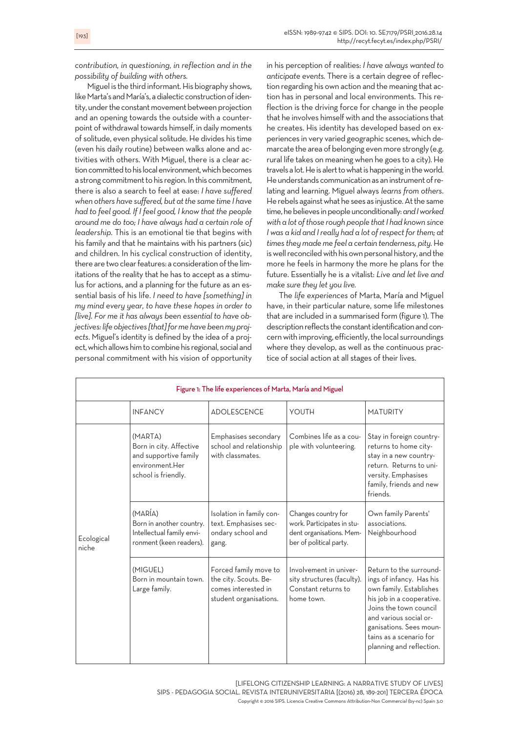*contribution, in questioning, in reflection and in the possibility of building with others.*

Miguel is the third informant. His biography shows, like Marta's and María's, a dialectic construction of identity, under the constant movement between projection and an opening towards the outside with a counterpoint of withdrawal towards himself, in daily moments of solitude, even physical solitude. He divides his time (even his daily routine) between walks alone and activities with others. With Miguel, there is a clear action committed to his local environment, which becomes a strong commitment to his region. In this commitment, there is also a search to feel at ease: *I have suffered when others have suffered, but at the same time I have had to feel good. If I feel good, I know that the people around me do too; I have always had a certain role of leadership.* This is an emotional tie that begins with his family and that he maintains with his partners (sic) and children. In his cyclical construction of identity, there are two clear features: a consideration of the limitations of the reality that he has to accept as a stimulus for actions, and a planning for the future as an essential basis of his life. *I need to have [something] in my mind every year, to have these hopes in order to [live]. For me it has always been essential to have objectives: life objectives [that] for me have been my projects*. Miguel's identity is defined by the idea of a project, which allows him to combine his regional, social and personal commitment with his vision of opportunity in his perception of realities: *I have always wanted to anticipate events.* There is a certain degree of reflection regarding his own action and the meaning that action has in personal and local environments. This reflection is the driving force for change in the people that he involves himself with and the associations that he creates. His identity has developed based on experiences in very varied geographic scenes, which demarcate the area of belonging even more strongly (e.g. rural life takes on meaning when he goes to a city). He travels a lot. He is alert to what is happening in the world. He understands communication as an instrument of relating and learning. Miguel always *learns from others*. He rebels against what he sees as injustice. At the same time, he believes in people unconditionally: *and I worked with a lot of those rough people that I had known since I was a kid and I really had a lot of respect for them; at times they made me feel a certain tenderness, pity.* He is well reconciled with his own personal history, and the more he feels in harmony the more he plans for the future. Essentially he is a vitalist: *Live and let live and make sure they let you live.*

The *life experiences* of Marta, María and Miguel have, in their particular nature, some life milestones that are included in a summarised form (figure 1). The description reflects the constant identification and concern with improving, efficiently, the local surroundings where they develop, as well as the continuous practice of social action at all stages of their lives.

Figure 1: The life experiences of Marta, María and Miguel

| | INFANCY | ADOLESCENCE | YOUTH | MATURITY |
|---|---|---|---|---|
| Ecological niche | (MARTA) Born in city. Affective and supportive family environment.Her school is friendly. | Emphasises secondary school and relationship with classmates. | Combines life as a couple with volunteering. | Stay in foreign country- returns to home city- stay in a new country- return. Returns to university. Emphasises family, friends and new friends. |
| | (MARÍA) Born in another country. Intellectual family environment (keen readers). | Isolation in family context. Emphasises secondary school and gang. | Changes country for work. Participates in student organisations. Member of political party. | Own family Parents' associations. Neighbourhood |
| | (MIGUEL) Born in mountain town. Large family. | Forced family move to the city. Scouts. Becomes interested in student organisations. | Involvement in university structures (faculty). Constant returns to home town. | Return to the surroundings of infancy. Has his own family. Establishes his job in a cooperative. Joins the town council and various social organisations. Sees mountains as a scenario for planning and reflection. |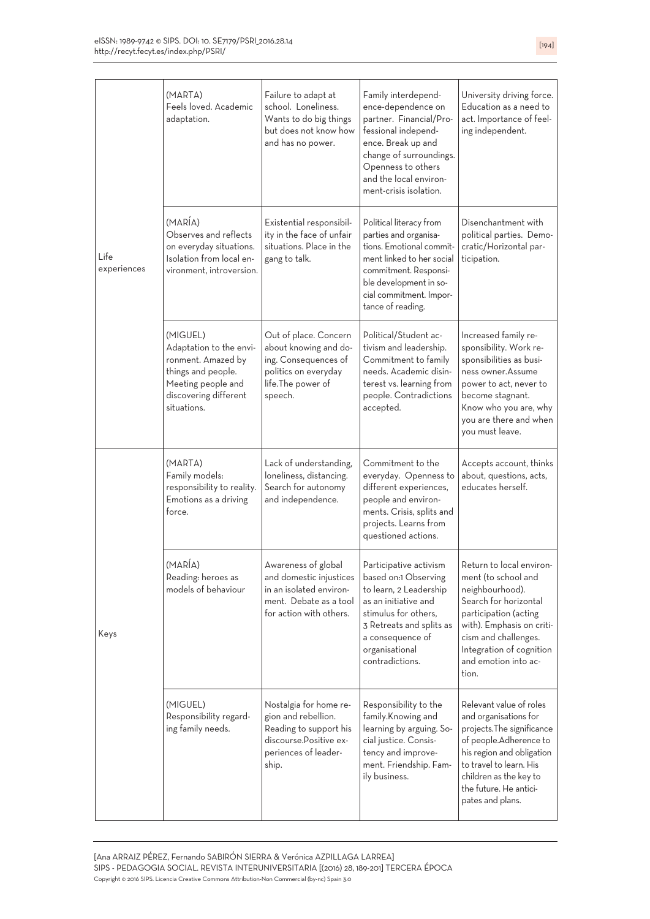| | | | | |
|---|---|---|---|---|
| Life experiences | (MARTA) Feels loved. Academic adaptation. | Failure to adapt at school. Loneliness. Wants to do big things but does not know how and has no power. | Family interdependence-dependence on partner. Financial/Professional independence. Break up and change of surroundings. Openness to others and the local environment-crisis isolation. | University driving force. Education as a need to act. Importance of feeling independent. |
| | (MARÍA) Observes and reflects on everyday situations. Isolation from local environment, introversion. | Existential responsibility in the face of unfair situations. Place in the gang to talk. | Political literacy from parties and organisations. Emotional commitment linked to her social commitment. Responsible development in social commitment. Importance of reading. | Disenchantment with political parties. Democratic/Horizontal participation. |
| | (MIGUEL) Adaptation to the environment. Amazed by things and people. Meeting people and discovering different situations. | Out of place. Concern about knowing and doing. Consequences of politics on everyday life.The power of speech. | Political/Student activism and leadership. Commitment to family needs. Academic disinterest vs. learning from people. Contradictions accepted. | Increased family responsibility. Work responsibilities as business owner.Assume power to act, never to become stagnant. Know who you are, why you are there and when you must leave. |
| Keys | (MARTA) Family models: responsibility to reality. Emotions as a driving force. | Lack of understanding, loneliness, distancing. Search for autonomy and independence. | Commitment to the everyday. Openness to different experiences, people and environments. Crisis, splits and projects. Learns from questioned actions. | Accepts account, thinks about, questions, acts, educates herself. |
| | (MARÍA) Reading: heroes as models of behaviour | Awareness of global and domestic injustices in an isolated environment. Debate as a tool for action with others. | Participative activism based on:1 Observing to learn, 2 Leadership as an initiative and stimulus for others, 3 Retreats and splits as a consequence of organisational contradictions. | Return to local environment (to school and neighbourhood). Search for horizontal participation (acting with). Emphasis on criticism and challenges. Integration of cognition and emotion into action. |
| | (MIGUEL) Responsibility regarding family needs. | Nostalgia for home region and rebellion. Reading to support his discourse.Positive experiences of leadership. | Responsibility to the family.Knowing and learning by arguing. Social justice. Consistency and improvement. Friendship. Family business. | Relevant value of roles and organisations for projects.The significance of people.Adherence to his region and obligation to travel to learn. His children as the key to the future. He anticipates and plans. |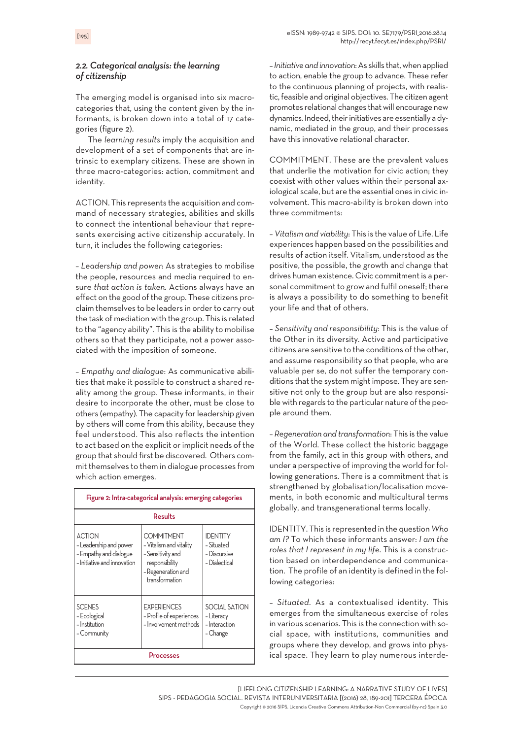### 2.2. Categorical analysis: the learning of citizenship

The emerging model is organised into six macro-categories that, using the content given by the informants, is broken down into a total of 17 categories (figure 2).

The *learning results* imply the acquisition and development of a set of components that are intrinsic to exemplary citizens. These are shown in three macro-categories: action, commitment and identity.

ACTION. This represents the acquisition and command of necessary strategies, abilities and skills to connect the intentional behaviour that represents exercising active citizenship accurately. In turn, it includes the following categories:

– *Leadership and power*: As strategies to mobilise the people, resources and media required to ensure *that action is taken*. Actions always have an effect on the good of the group. These citizens proclaim themselves to be leaders in order to carry out the task of mediation with the group. This is related to the "agency ability". This is the ability to mobilise others so that they participate, not a power associated with the imposition of someone.

– *Empathy and dialogue*: As communicative abilities that make it possible to construct a shared reality among the group. These informants, in their desire to incorporate the other, must be close to others (empathy). The capacity for leadership given by others will come from this ability, because they feel understood. This also reflects the intention to act based on the explicit or implicit needs of the group that should first be discovered. Others commit themselves to them in dialogue processes from which action emerges.

Figure 2: Intra-categorical analysis: emerging categories

| Results | | |
|---|---|---|
| ACTION<br>– Leadership and power<br>– Empathy and dialogue<br>– Initiative and innovation | COMMITMENT<br>– Vitalism and vitality<br>– Sensitivity and responsibility<br>– Regeneration and transformation | IDENTITY<br>– Situated<br>– Discursive<br>– Dialectical |
| SCENES<br>– Ecological<br>– Institution<br>– Community | EXPERIENCES<br>– Profile of experiences<br>– Involvement methods | SOCIALISATION<br>– Literacy<br>– Interaction<br>– Change |
| Processes | | |

– *Initiative and innovation*: As skills that, when applied to action, enable the group to advance. These refer to the continuous planning of projects, with realistic, feasible and original objectives. The citizen agent promotes relational changes that will encourage new dynamics. Indeed, their initiatives are essentially a dynamic, mediated in the group, and their processes have this innovative relational character.

COMMITMENT. These are the prevalent values that underlie the motivation for civic action; they coexist with other values within their personal axiological scale, but are the essential ones in civic involvement. This macro-ability is broken down into three commitments:

– *Vitalism and viability*: This is the value of Life. Life experiences happen based on the possibilities and results of action itself. Vitalism, understood as the positive, the possible, the growth and change that drives human existence. Civic commitment is a personal commitment to grow and fulfil oneself; there is always a possibility to do something to benefit your life and that of others.

– *Sensitivity and responsibility*: This is the value of the Other in its diversity. Active and participative citizens are sensitive to the conditions of the other, and assume responsibility so that people, who are valuable per se, do not suffer the temporary conditions that the system might impose. They are sensitive not only to the group but are also responsible with regards to the particular nature of the people around them.

– *Regeneration and transformation*: This is the value of the World. These collect the historic baggage from the family, act in this group with others, and under a perspective of improving the world for following generations. There is a commitment that is strengthened by globalisation/localisation movements, in both economic and multicultural terms globally, and transgenerational terms locally.

IDENTITY. This is represented in the question *Who am I?* To which these informants answer: *I am the roles that I represent in my life*. This is a construction based on interdependence and communication. The profile of an identity is defined in the following categories:

– *Situated*. As a contextualised identity. This emerges from the simultaneous exercise of roles in various scenarios. This is the connection with social space, with institutions, communities and groups where they develop, and grows into physical space. They learn to play numerous interde-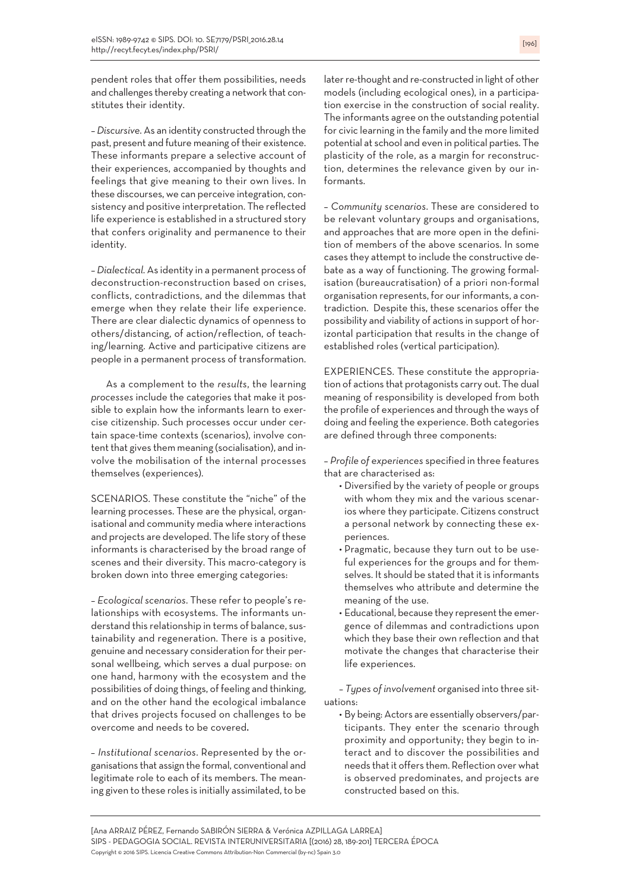pendent roles that offer them possibilities, needs and challenges thereby creating a network that constitutes their identity.

– *Discursive*. As an identity constructed through the past, present and future meaning of their existence. These informants prepare a selective account of their experiences, accompanied by thoughts and feelings that give meaning to their own lives. In these discourses, we can perceive integration, consistency and positive interpretation. The reflected life experience is established in a structured story that confers originality and permanence to their identity.

– *Dialectical*. As identity in a permanent process of deconstruction-reconstruction based on crises, conflicts, contradictions, and the dilemmas that emerge when they relate their life experience. There are clear dialectic dynamics of openness to others/distancing, of action/reflection, of teaching/learning. Active and participative citizens are people in a permanent process of transformation.

As a complement to the *results*, the learning *processes* include the categories that make it possible to explain how the informants learn to exercise citizenship. Such processes occur under certain space-time contexts (scenarios), involve content that gives them meaning (socialisation), and involve the mobilisation of the internal processes themselves (experiences).

SCENARIOS. These constitute the "niche" of the learning processes. These are the physical, organisational and community media where interactions and projects are developed. The life story of these informants is characterised by the broad range of scenes and their diversity. This macro-category is broken down into three emerging categories:

– *Ecological scenarios*. These refer to people's relationships with ecosystems. The informants understand this relationship in terms of balance, sustainability and regeneration. There is a positive, genuine and necessary consideration for their personal wellbeing, which serves a dual purpose: on one hand, harmony with the ecosystem and the possibilities of doing things, of feeling and thinking, and on the other hand the ecological imbalance that drives projects focused on challenges to be overcome and needs to be covered**.**

– *Institutional scenarios*. Represented by the organisations that assign the formal, conventional and legitimate role to each of its members. The meaning given to these roles is initially assimilated, to be later re-thought and re-constructed in light of other models (including ecological ones), in a participation exercise in the construction of social reality. The informants agree on the outstanding potential for civic learning in the family and the more limited potential at school and even in political parties. The plasticity of the role, as a margin for reconstruction, determines the relevance given by our informants.

– *Community scenarios*. These are considered to be relevant voluntary groups and organisations, and approaches that are more open in the definition of members of the above scenarios. In some cases they attempt to include the constructive debate as a way of functioning. The growing formalisation (bureaucratisation) of a priori non-formal organisation represents, for our informants, a contradiction. Despite this, these scenarios offer the possibility and viability of actions in support of horizontal participation that results in the change of established roles (vertical participation).

EXPERIENCES. These constitute the appropriation of actions that protagonists carry out. The dual meaning of responsibility is developed from both the profile of experiences and through the ways of doing and feeling the experience. Both categories are defined through three components:

– *Profile of experiences* specified in three features that are characterised as:

- Diversified by the variety of people or groups with whom they mix and the various scenarios where they participate. Citizens construct a personal network by connecting these experiences.
- Pragmatic, because they turn out to be useful experiences for the groups and for themselves. It should be stated that it is informants themselves who attribute and determine the meaning of the use.
- Educational, because they represent the emergence of dilemmas and contradictions upon which they base their own reflection and that motivate the changes that characterise their life experiences.

– *Types of involvement* organised into three situations:

- By being: Actors are essentially observers/participants. They enter the scenario through proximity and opportunity; they begin to interact and to discover the possibilities and needs that it offers them. Reflection over what is observed predominates, and projects are constructed based on this.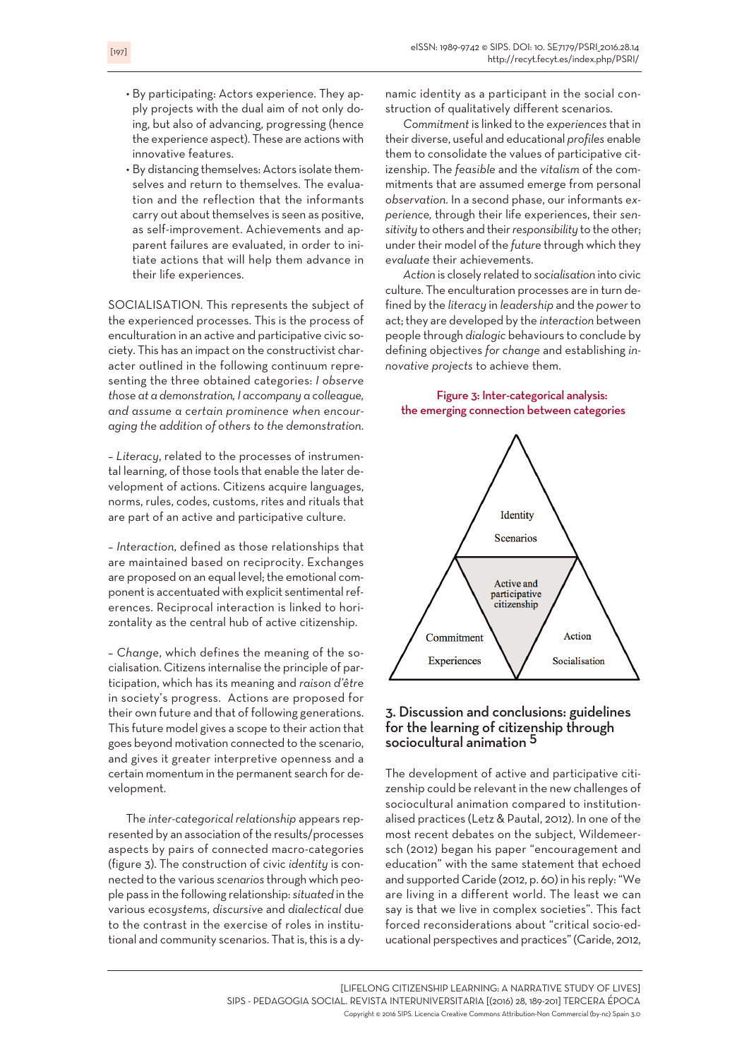- By participating: Actors experience. They apply projects with the dual aim of not only doing, but also of advancing, progressing (hence the experience aspect). These are actions with innovative features.
- By distancing themselves: Actors isolate themselves and return to themselves. The evaluation and the reflection that the informants carry out about themselves is seen as positive, as self-improvement. Achievements and apparent failures are evaluated, in order to initiate actions that will help them advance in their life experiences.

SOCIALISATION. This represents the subject of the experienced processes. This is the process of enculturation in an active and participative civic society. This has an impact on the constructivist character outlined in the following continuum representing the three obtained categories: *I observe those at a demonstration, I accompany a colleague, and assume a certain prominence when encouraging the addition of others to the demonstration.*

– *Literacy*, related to the processes of instrumental learning, of those tools that enable the later development of actions. Citizens acquire languages, norms, rules, codes, customs, rites and rituals that are part of an active and participative culture.

– *Interaction*, defined as those relationships that are maintained based on reciprocity. Exchanges are proposed on an equal level; the emotional component is accentuated with explicit sentimental references. Reciprocal interaction is linked to horizontality as the central hub of active citizenship.

– *Change*, which defines the meaning of the socialisation. Citizens internalise the principle of participation, which has its meaning and *raison d'être* in society's progress. Actions are proposed for their own future and that of following generations. This future model gives a scope to their action that goes beyond motivation connected to the scenario, and gives it greater interpretive openness and a certain momentum in the permanent search for development.

The *inter-categorical relationship* appears represented by an association of the results/processes aspects by pairs of connected macro-categories (figure 3). The construction of civic *identity* is connected to the various *scenarios* through which people pass in the following relationship: *situated* in the various *ecosystems*, *discursive* and *dialectical* due to the contrast in the exercise of roles in institutional and community scenarios. That is, this is a dynamic identity as a participant in the social construction of qualitatively different scenarios.

*Commitment* is linked to the *experiences* that in their diverse, useful and educational *profiles* enable them to consolidate the values of participative citizenship. The *feasible* and the *vitalism* of the commitments that are assumed emerge from personal *observation*. In a second phase, our informants *experience*, through their life experiences, their *sensitivity* to others and their *responsibility* to the other; under their model of the *future* through which they *evaluate* their achievements.

*Action* is closely related to *socialisation* into civic culture. The enculturation processes are in turn defined by the *literacy* in *leadership* and the *power* to act; they are developed by the *interaction* between people through *dialogic* behaviours to conclude by defining objectives *for change* and establishing *innovative projects* to achieve them.

Figure 3: Inter-categorical analysis: the emerging connection between categories

Identity
Scenarios
Active and participative citizenship
Commitment
Experiences
Action
Socialisation

## 3. Discussion and conclusions: guidelines for the learning of citizenship through sociocultural animation [5]

The development of active and participative citizenship could be relevant in the new challenges of sociocultural animation compared to institutionalised practices (Letz & Pautal, 2012). In one of the most recent debates on the subject, Wildemeersch (2012) began his paper "encouragement and education" with the same statement that echoed and supported Caride (2012, p. 60) in his reply: "We are living in a different world. The least we can say is that we live in complex societies". This fact forced reconsiderations about "critical socio-educational perspectives and practices" (Caride, 2012,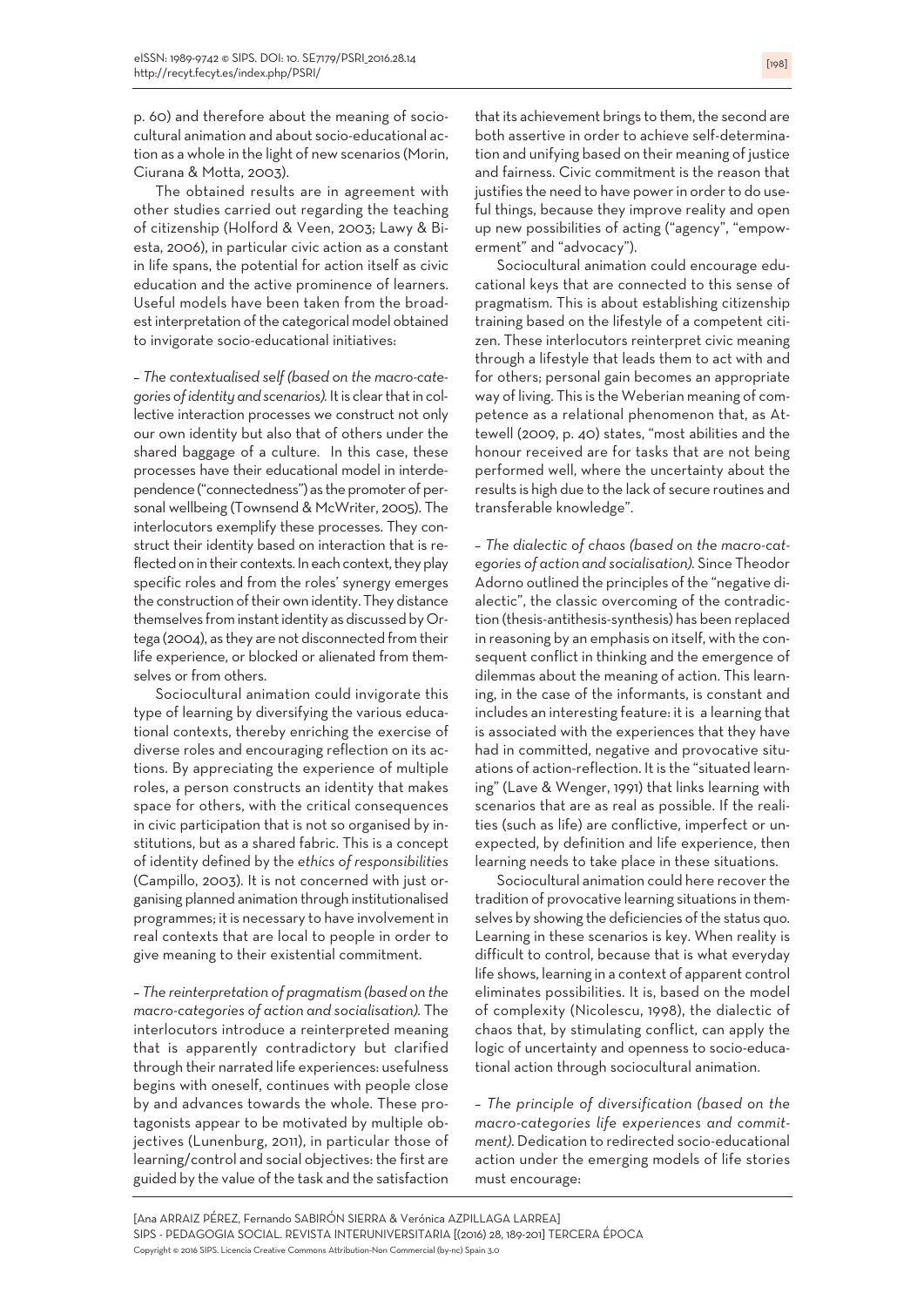p. 60) and therefore about the meaning of sociocultural animation and about socio-educational action as a whole in the light of new scenarios (Morin, Ciurana & Motta, 2003).

The obtained results are in agreement with other studies carried out regarding the teaching of citizenship (Holford & Veen, 2003; Lawy & Biesta, 2006), in particular civic action as a constant in life spans, the potential for action itself as civic education and the active prominence of learners. Useful models have been taken from the broadest interpretation of the categorical model obtained to invigorate socio-educational initiatives:

– *The contextualised self (based on the macro-categories of identity and scenarios).* It is clear that in collective interaction processes we construct not only our own identity but also that of others under the shared baggage of a culture. In this case, these processes have their educational model in interdependence ("connectedness") as the promoter of personal wellbeing (Townsend & McWriter, 2005). The interlocutors exemplify these processes. They construct their identity based on interaction that is reflected on in their contexts. In each context, they play specific roles and from the roles' synergy emerges the construction of their own identity. They distance themselves from instant identity as discussed by Ortega (2004), as they are not disconnected from their life experience, or blocked or alienated from themselves or from others.

Sociocultural animation could invigorate this type of learning by diversifying the various educational contexts, thereby enriching the exercise of diverse roles and encouraging reflection on its actions. By appreciating the experience of multiple roles, a person constructs an identity that makes space for others, with the critical consequences in civic participation that is not so organised by institutions, but as a shared fabric. This is a concept of identity defined by the *ethics of responsibilities* (Campillo, 2003). It is not concerned with just organising planned animation through institutionalised programmes; it is necessary to have involvement in real contexts that are local to people in order to give meaning to their existential commitment.

– *The reinterpretation of pragmatism (based on the macro-categories of action and socialisation).* The interlocutors introduce a reinterpreted meaning that is apparently contradictory but clarified through their narrated life experiences: usefulness begins with oneself, continues with people close by and advances towards the whole. These protagonists appear to be motivated by multiple objectives (Lunenburg, 2011), in particular those of learning/control and social objectives: the first are guided by the value of the task and the satisfaction that its achievement brings to them, the second are both assertive in order to achieve self-determination and unifying based on their meaning of justice and fairness. Civic commitment is the reason that justifies the need to have power in order to do useful things, because they improve reality and open up new possibilities of acting ("agency", "empowerment" and "advocacy").

Sociocultural animation could encourage educational keys that are connected to this sense of pragmatism. This is about establishing citizenship training based on the lifestyle of a competent citizen. These interlocutors reinterpret civic meaning through a lifestyle that leads them to act with and for others; personal gain becomes an appropriate way of living. This is the Weberian meaning of competence as a relational phenomenon that, as Attewell (2009, p. 40) states, "most abilities and the honour received are for tasks that are not being performed well, where the uncertainty about the results is high due to the lack of secure routines and transferable knowledge".

– *The dialectic of chaos (based on the macro-categories of action and socialisation).* Since Theodor Adorno outlined the principles of the "negative dialectic", the classic overcoming of the contradiction (thesis-antithesis-synthesis) has been replaced in reasoning by an emphasis on itself, with the consequent conflict in thinking and the emergence of dilemmas about the meaning of action. This learning, in the case of the informants, is constant and includes an interesting feature: it is a learning that is associated with the experiences that they have had in committed, negative and provocative situations of action-reflection. It is the "situated learning" (Lave & Wenger, 1991) that links learning with scenarios that are as real as possible. If the realities (such as life) are conflictive, imperfect or unexpected, by definition and life experience, then learning needs to take place in these situations.

Sociocultural animation could here recover the tradition of provocative learning situations in themselves by showing the deficiencies of the status quo. Learning in these scenarios is key. When reality is difficult to control, because that is what everyday life shows, learning in a context of apparent control eliminates possibilities. It is, based on the model of complexity (Nicolescu, 1998), the dialectic of chaos that, by stimulating conflict, can apply the logic of uncertainty and openness to socio-educational action through sociocultural animation.

– *The principle of diversification (based on the macro-categories life experiences and commitment).* Dedication to redirected socio-educational action under the emerging models of life stories must encourage: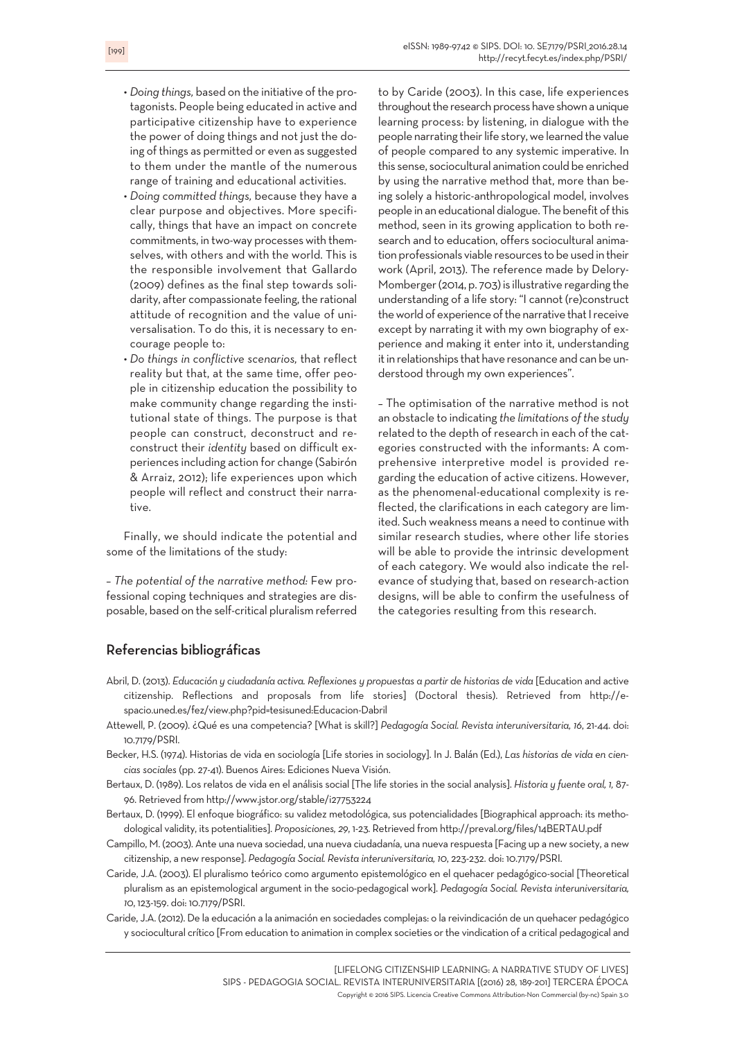- *Doing things,* based on the initiative of the protagonists. People being educated in active and participative citizenship have to experience the power of doing things and not just the doing of things as permitted or even as suggested to them under the mantle of the numerous range of training and educational activities.
- *Doing committed things,* because they have a clear purpose and objectives. More specifically, things that have an impact on concrete commitments, in two-way processes with themselves, with others and with the world. This is the responsible involvement that Gallardo (2009) defines as the final step towards solidarity, after compassionate feeling, the rational attitude of recognition and the value of universalisation. To do this, it is necessary to encourage people to:
- *Do things in conflictive scenarios,* that reflect reality but that, at the same time, offer people in citizenship education the possibility to make community change regarding the institutional state of things. The purpose is that people can construct, deconstruct and reconstruct their *identity* based on difficult experiences including action for change (Sabirón & Arraiz, 2012); life experiences upon which people will reflect and construct their narrative.

Finally, we should indicate the potential and some of the limitations of the study:

– *The potential of the narrative method:* Few professional coping techniques and strategies are disposable, based on the self-critical pluralism referred to by Caride (2003). In this case, life experiences throughout the research process have shown a unique learning process: by listening, in dialogue with the people narrating their life story, we learned the value of people compared to any systemic imperative. In this sense, sociocultural animation could be enriched by using the narrative method that, more than being solely a historic-anthropological model, involves people in an educational dialogue. The benefit of this method, seen in its growing application to both research and to education, offers sociocultural animation professionals viable resources to be used in their work (April, 2013). The reference made by Delory-Momberger (2014, p. 703) is illustrative regarding the understanding of a life story: "I cannot (re)construct the world of experience of the narrative that I receive except by narrating it with my own biography of experience and making it enter into it, understanding it in relationships that have resonance and can be understood through my own experiences".

– The optimisation of the narrative method is not an obstacle to indicating *the limitations of the study* related to the depth of research in each of the categories constructed with the informants: A comprehensive interpretive model is provided regarding the education of active citizens. However, as the phenomenal-educational complexity is reflected, the clarifications in each category are limited. Such weakness means a need to continue with similar research studies, where other life stories will be able to provide the intrinsic development of each category. We would also indicate the relevance of studying that, based on research-action designs, will be able to confirm the usefulness of the categories resulting from this research.

## Referencias bibliográficas

Abril, D. (2013). *Educación y ciudadanía activa. Reflexiones y propuestas a partir de historias de vida* [Education and active citizenship. Reflections and proposals from life stories] (Doctoral thesis). Retrieved from http://e-spacio.uned.es/fez/view.php?pid=tesisuned:Educacion-Dabril

Attewell, P. (2009). ¿Qué es una competencia? [What is skill?] *Pedagogía Social. Revista interuniversitaria, 16*, 21-44. doi: 10.7179/PSRI.

Becker, H.S. (1974). Historias de vida en sociología [Life stories in sociology]. In J. Balán (Ed.), *Las historias de vida en ciencias sociales* (pp. 27-41). Buenos Aires: Ediciones Nueva Visión.

Bertaux, D. (1989). Los relatos de vida en el análisis social [The life stories in the social analysis]. *Historia y fuente oral, 1,* 87-96. Retrieved from http://www.jstor.org/stable/i27753224

Bertaux, D. (1999). El enfoque biográfico: su validez metodológica, sus potencialidades [Biographical approach: its methodological validity, its potentialities]. *Proposiciones, 29*, 1-23. Retrieved from http://preval.org/files/14BERTAU.pdf

Campillo, M. (2003). Ante una nueva sociedad, una nueva ciudadanía, una nueva respuesta [Facing up a new society, a new citizenship, a new response]. *Pedagogía Social. Revista interuniversitaria, 10*, 223-232. doi: 10.7179/PSRI.

Caride, J.A. (2003). El pluralismo teórico como argumento epistemológico en el quehacer pedagógico-social [Theoretical pluralism as an epistemological argument in the socio-pedagogical work]. *Pedagogía Social. Revista interuniversitaria, 10*, 123-159. doi: 10.7179/PSRI.

Caride, J.A. (2012). De la educación a la animación en sociedades complejas: o la reivindicación de un quehacer pedagógico y sociocultural crítico [From education to animation in complex societies or the vindication of a critical pedagogical and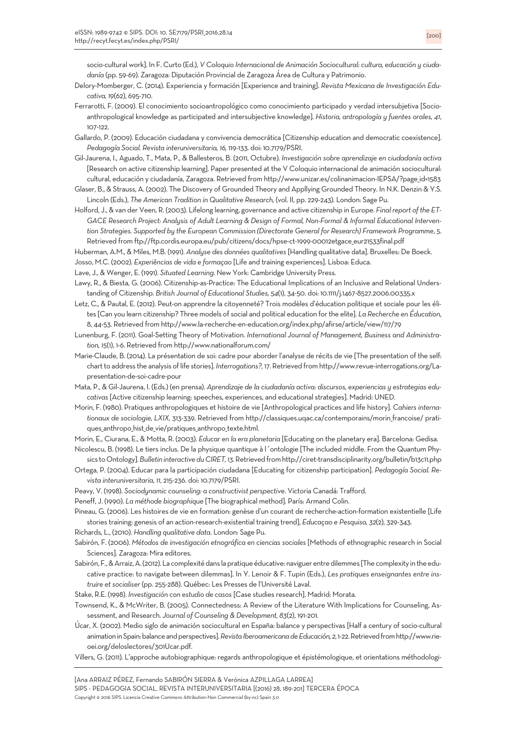socio-cultural work]. In F. Curto (Ed.), *V Coloquio Internacional de Animación Sociocultural: cultura, educación y ciudadanía* (pp. 59-69). Zaragoza: Diputación Provincial de Zaragoza Área de Cultura y Patrimonio.

Delory-Momberger, C. (2014). Experiencia y formación [Experience and training]. *Revista Mexicana de Investigación Educativa, 19*(62), 695-710.

Ferrarotti, F. (2009). El conocimiento socioantropológico como conocimiento participado y verdad intersubjetiva [Socio-anthropological knowledge as participated and intersubjective knowledge]. *Historia, antropología y fuentes orales, 41*, 107-122.

Gallardo, P. (2009). Educación ciudadana y convivencia democrática [Citizenship education and democratic coexistence]. *Pedagogía Social. Revista interuniversitaria, 16*, 119-133. doi: 10.7179/PSRI.

Gil-Jaurena, I., Aguado, T., Mata, P., & Ballesteros, B. (2011, Octubre). *Investigación sobre aprendizaje en ciudadanía activa* [Research on active citizenship learning]. Paper presented at the V Coloquio internacional de animación sociocultural: cultural, educación y ciudadanía, Zaragoza. Retrieved from http://www.unizar.es/colinanimacion-IEPSA/?page_id=1583

Glaser, B., & Strauss, A. (2002). The Discovery of Grounded Theory and Appllying Grounded Theory. In N.K. Denzin & Y.S. Lincoln (Eds.), *The American Tradition in Qualitative Research*, (vol. II, pp. 229-243). London: Sage Pu.

Holford, J., & van der Veen, R. (2003). Lifelong learning, governance and active citizenship in Europe. *Final report of the ETGACE Research Project: Analysis of Adult Learning & Design of Formal, Non-Formal & Informal Educational Intervention Strategies. Supported by the European Commission (Directorate General for Research) Framework Programme*, 5. Retrieved from ftp://ftp.cordis.europa.eu/pub/citizens/docs/hpse-ct-1999-00012etgace_eur21533final.pdf

Huberman, A.M., & Miles, M.B. (1991). *Analyse des données qualitatives* [Handling qualitative data]. Bruxelles: De Boeck.

Josso, M.C. (2002). *Experiências de vida e formaçao* [Life and training experiences]. Lisboa: Educa.

Lave, J., & Wenger, E. (1991). *Situated Learning*. New York: Cambridge University Press.

Lawy, R., & Biesta, G. (2006). Citizenship-as-Practice: The Educational Implications of an Inclusive and Relational Understanding of Citizenship. *British Journal of Educational Studies, 54*(1), 34-50. doi: 10.1111/j.1467-8527.2006.00335.x

Letz, C., & Pautal, E. (2012). Peut-on apprendre la citoyenneté? Trois modèles d'éducation politique et sociale pour les élites [Can you learn citizenship? Three models of social and political education for the elite]. *La Recherche en Éducation*, 8, 44-53. Retrieved from http://www.la-recherche-en-education.org/index.php/afirse/article/view/117/79

Lunenburg, F. (2011). Goal-Setting Theory of Motivation. *International Journal of Management, Business and Administration, 15*(1), 1-6. Retrieved from http://www.nationalforum.com/

Marie-Claude, B. (2014). La présentation de soi: cadre pour aborder l'analyse de récits de vie [The presentation of the self: chart to address the analysis of life stories]. *Interrogations?*, 17. Retrieved from http://www.revue-interrogations.org/La-presentation-de-soi-cadre-pour

Mata, P., & Gil-Jaurena, I. (Eds.) (en prensa). *Aprendizaje de la ciudadanía activa: discursos, experiencias y estrategias educativas* [Active citizenship learning: speeches, experiences, and educational strategies]. Madrid: UNED.

Morin, F. (1980). Pratiques anthropologiques et histoire de vie [Anthropological practices and life history]. *Cahiers internationaux de sociologie, LXIX*, 313-339. Retrieved from http://classiques.uqac.ca/contemporains/morin_francoise/ pratiques_anthropo_hist_de_vie/pratiques_anthropo_texte.html.

Morin, E., Ciurana, E., & Motta, R. (2003). *Educar en la era planetaria* [Educating on the planetary era]. Barcelona: Gedisa.

Nicolescu, B. (1998). Le tiers inclus. De la physique quantique à l´ontologie [The included middle. From the Quantum Physics to Ontology]. *Bulletin interactive du CIRET, 13*. Retrieved from http://ciret-transdisciplinarity.org/bulletin/b13c11.php

Ortega, P. (2004). Educar para la participación ciudadana [Educating for citizenship participation]. *Pedagogía Social. Revista interuniversitaria, 11*, 215-236. doi: 10.7179/PSRI.

Peavy, V. (1998). *Sociodynamic counseling: a constructivist perspective*. Victoria Canadá: Trafford.

Peneff, J. (1990). *La méthode biographique* [The biographical method]. París: Armand Colin.

Pineau, G. (2006). Les histoires de vie en formation: genèse d'un courant de recherche-action-formation existentielle [Life stories training: genesis of an action-research-existential training trend], *Educaçao e Pesquisa, 32*(2), 329-343.

Richards, L., (2010). *Handling qualitative data*. London: Sage Pu.

Sabirón, F. (2006). *Métodos de investigación etnográfica en ciencias sociales* [Methods of ethnographic research in Social Sciences]. Zaragoza: Mira editores.

Sabirón, F., & Arraiz, A. (2012). La complexité dans la pratique éducative: naviguer entre dilemmes [The complexity in the educative practice: to navigate between dilemmas]. In Y. Lenoir & F. Tupin (Eds.), *Les pratiques enseignantes entre instruire et socialiser* (pp. 255-288). Québec: Les Presses de l'Université Laval.

Stake, R.E. (1998). *Investigación con estudio de casos* [Case studies research]. Madrid: Morata.

Townsend, K., & McWriter, B. (2005). Connectedness: A Review of the Literature With Implications for Counseling, Assessment, and Research. *Journal of Counseling & Development, 83*(2), 191-201.

Úcar, X. (2002). Medio siglo de animación sociocultural en España: balance y perspectivas [Half a century of socio-cultural animation in Spain: balance and perspectives]. *Revista Iberoamericana de Educación, 2*, 1-22. Retrieved from http://www.rieoei.org/deloslectores/301Ucar.pdf.

Villers, G. (2011). L'approche autobiographique: regards anthropologique et épistémologique, et orientations méthodologi-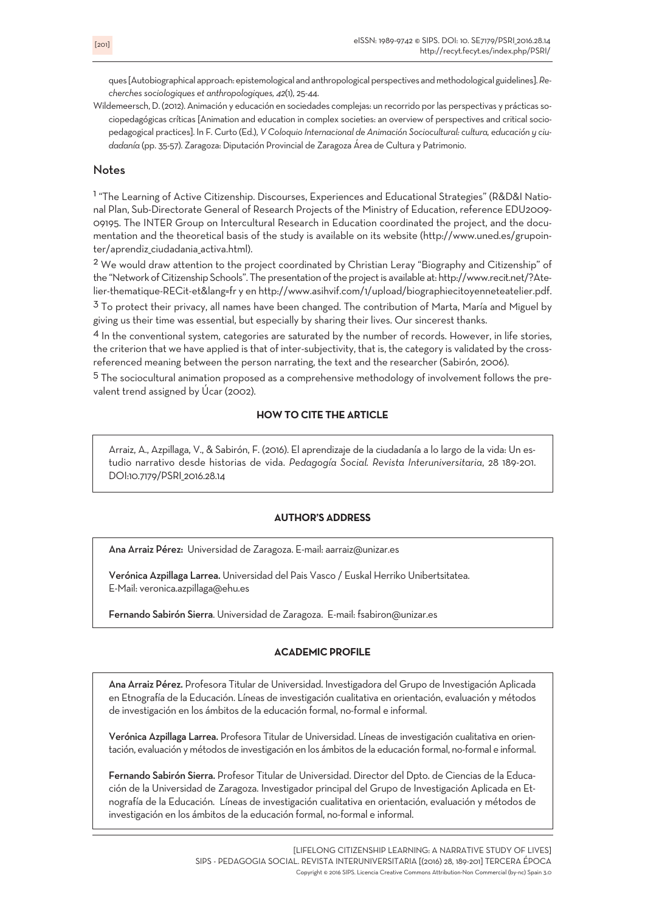ques [Autobiographical approach: epistemological and anthropological perspectives and methodological guidelines]. *Recherches sociologiques et anthropologiques, 42*(1), 25-44.

Wildemeersch, D. (2012). Animación y educación en sociedades complejas: un recorrido por las perspectivas y prácticas sociopedagógicas críticas [Animation and education in complex societies: an overview of perspectives and critical sociopedagogical practices]. In F. Curto (Ed.), *V Coloquio Internacional de Animación Sociocultural: cultura, educación y ciudadanía* (pp. 35-57). Zaragoza: Diputación Provincial de Zaragoza Área de Cultura y Patrimonio.

## Notes

[1] "The Learning of Active Citizenship. Discourses, Experiences and Educational Strategies" (R&D&I National Plan, Sub-Directorate General of Research Projects of the Ministry of Education, reference EDU2009-09195. The INTER Group on Intercultural Research in Education coordinated the project, and the documentation and the theoretical basis of the study is available on its website (http://www.uned.es/grupointer/aprendiz_ciudadania_activa.html).

[2] We would draw attention to the project coordinated by Christian Leray "Biography and Citizenship" of the "Network of Citizenship Schools". The presentation of the project is available at: http://www.recit.net/?Atelier-thematique-RECit-et&lang=fr y en http://www.asihvif.com/1/upload/biographiecitoyenneteatelier.pdf.

[3] To protect their privacy, all names have been changed. The contribution of Marta, María and Miguel by giving us their time was essential, but especially by sharing their lives. Our sincerest thanks.

[4] In the conventional system, categories are saturated by the number of records. However, in life stories, the criterion that we have applied is that of inter-subjectivity, that is, the category is validated by the cross-referenced meaning between the person narrating, the text and the researcher (Sabirón, 2006).

[5] The sociocultural animation proposed as a comprehensive methodology of involvement follows the prevalent trend assigned by Úcar (2002).

### HOW TO CITE THE ARTICLE

Arraiz, A., Azpillaga, V., & Sabirón, F. (2016). El aprendizaje de la ciudadanía a lo largo de la vida: Un estudio narrativo desde historias de vida. *Pedagogía Social. Revista Interuniversitaria*, 28 189-201. DOI:10.7179/PSRI_2016.28.14

### AUTHOR'S ADDRESS

**Ana Arraiz Pérez:** Universidad de Zaragoza. E-mail: aarraiz@unizar.es

**Verónica Azpillaga Larrea.** Universidad del Pais Vasco / Euskal Herriko Unibertsitatea. E-Mail: veronica.azpillaga@ehu.es

**Fernando Sabirón Sierra**. Universidad de Zaragoza. E-mail: fsabiron@unizar.es

### ACADEMIC PROFILE

**Ana Arraiz Pérez.** Profesora Titular de Universidad. Investigadora del Grupo de Investigación Aplicada en Etnografía de la Educación. Líneas de investigación cualitativa en orientación, evaluación y métodos de investigación en los ámbitos de la educación formal, no-formal e informal.

**Verónica Azpillaga Larrea.** Profesora Titular de Universidad. Líneas de investigación cualitativa en orientación, evaluación y métodos de investigación en los ámbitos de la educación formal, no-formal e informal.

**Fernando Sabirón Sierra.** Profesor Titular de Universidad. Director del Dpto. de Ciencias de la Educación de la Universidad de Zaragoza. Investigador principal del Grupo de Investigación Aplicada en Etnografía de la Educación. Líneas de investigación cualitativa en orientación, evaluación y métodos de investigación en los ámbitos de la educación formal, no-formal e informal.